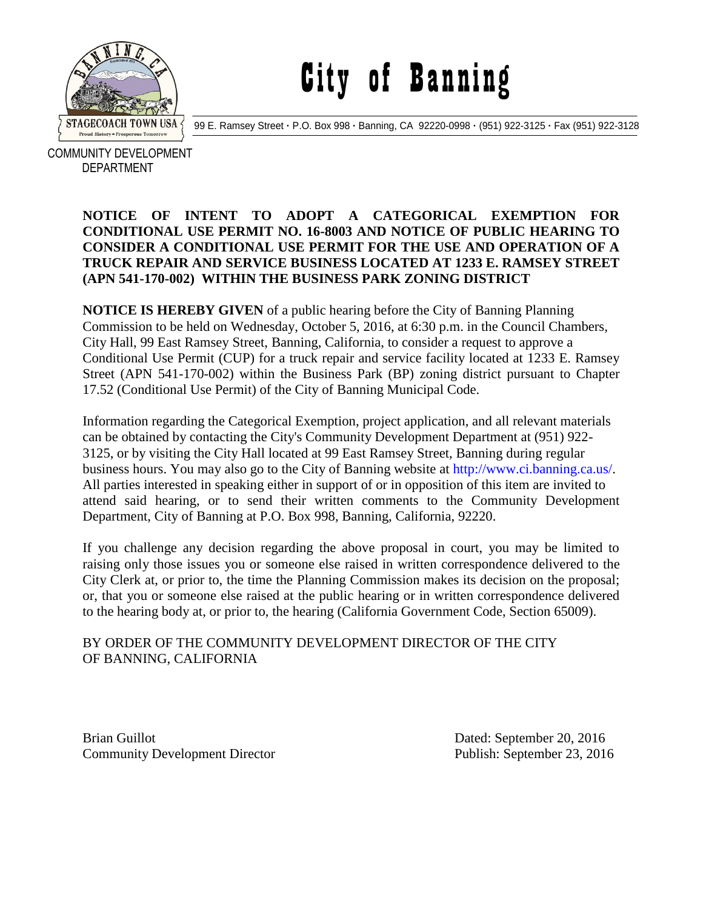# City of Banning

99 E. Ramsey Street · P.O. Box 998 · Banning, CA 92220-0998 · (951) 922-3125 · Fax (951) 922-3128

STAGECOACH TOWN USA
Proud History • Prosperous Tomorrow

COMMUNITY DEVELOPMENT DEPARTMENT

**NOTICE OF INTENT TO ADOPT A CATEGORICAL EXEMPTION FOR CONDITIONAL USE PERMIT NO. 16-8003 AND NOTICE OF PUBLIC HEARING TO CONSIDER A CONDITIONAL USE PERMIT FOR THE USE AND OPERATION OF A TRUCK REPAIR AND SERVICE BUSINESS LOCATED AT 1233 E. RAMSEY STREET (APN 541-170-002) WITHIN THE BUSINESS PARK ZONING DISTRICT**

**NOTICE IS HEREBY GIVEN** of a public hearing before the City of Banning Planning Commission to be held on Wednesday, October 5, 2016, at 6:30 p.m. in the Council Chambers, City Hall, 99 East Ramsey Street, Banning, California, to consider a request to approve a Conditional Use Permit (CUP) for a truck repair and service facility located at 1233 E. Ramsey Street (APN 541-170-002) within the Business Park (BP) zoning district pursuant to Chapter 17.52 (Conditional Use Permit) of the City of Banning Municipal Code.

Information regarding the Categorical Exemption, project application, and all relevant materials can be obtained by contacting the City's Community Development Department at (951) 922-3125, or by visiting the City Hall located at 99 East Ramsey Street, Banning during regular business hours. You may also go to the City of Banning website at http://www.ci.banning.ca.us/. All parties interested in speaking either in support of or in opposition of this item are invited to attend said hearing, or to send their written comments to the Community Development Department, City of Banning at P.O. Box 998, Banning, California, 92220.

If you challenge any decision regarding the above proposal in court, you may be limited to raising only those issues you or someone else raised in written correspondence delivered to the City Clerk at, or prior to, the time the Planning Commission makes its decision on the proposal; or, that you or someone else raised at the public hearing or in written correspondence delivered to the hearing body at, or prior to, the hearing (California Government Code, Section 65009).

BY ORDER OF THE COMMUNITY DEVELOPMENT DIRECTOR OF THE CITY OF BANNING, CALIFORNIA

Brian Guillot
Community Development Director

Dated: September 20, 2016
Publish: September 23, 2016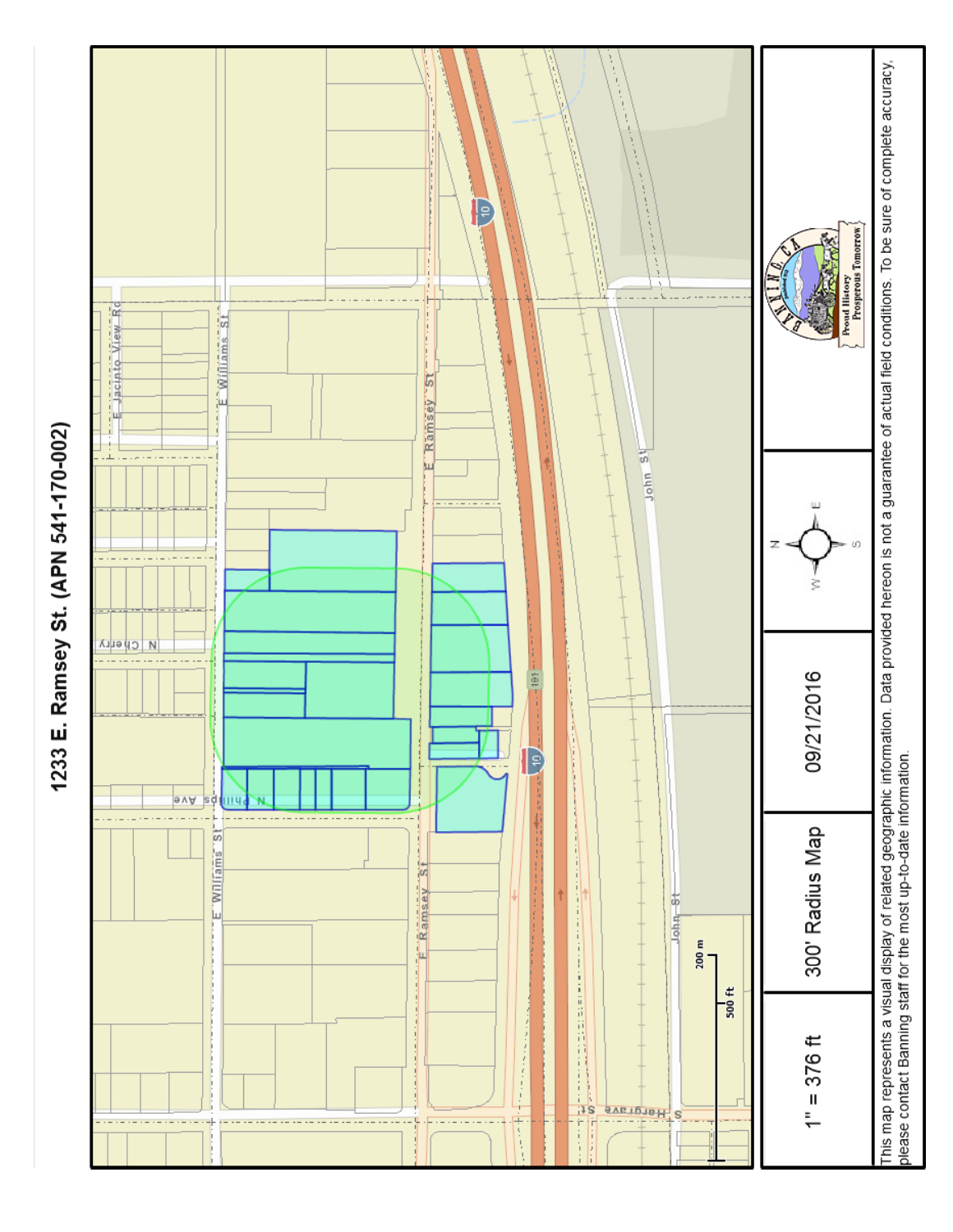# 1233 E. Ramsey St. (APN 541-170-002)

E Jacinto View Rd

E Williams St

N Cherry

N Phillips Ave

E Ramsey St

John St

S Hargrave St

10

101

200 m

500 ft

| | | | |
|---|---|---|---|
| 1" = 376 ft | 300' Radius Map | 09/21/2016 | N / E / S / W |

BANNING, CA — Proud History Prosperous Tomorrow

This map represents a visual display of related geographic information. Data provided hereon is not a guarantee of actual field conditions. To be sure of complete accuracy, please contact Banning staff for the most up-to-date information.